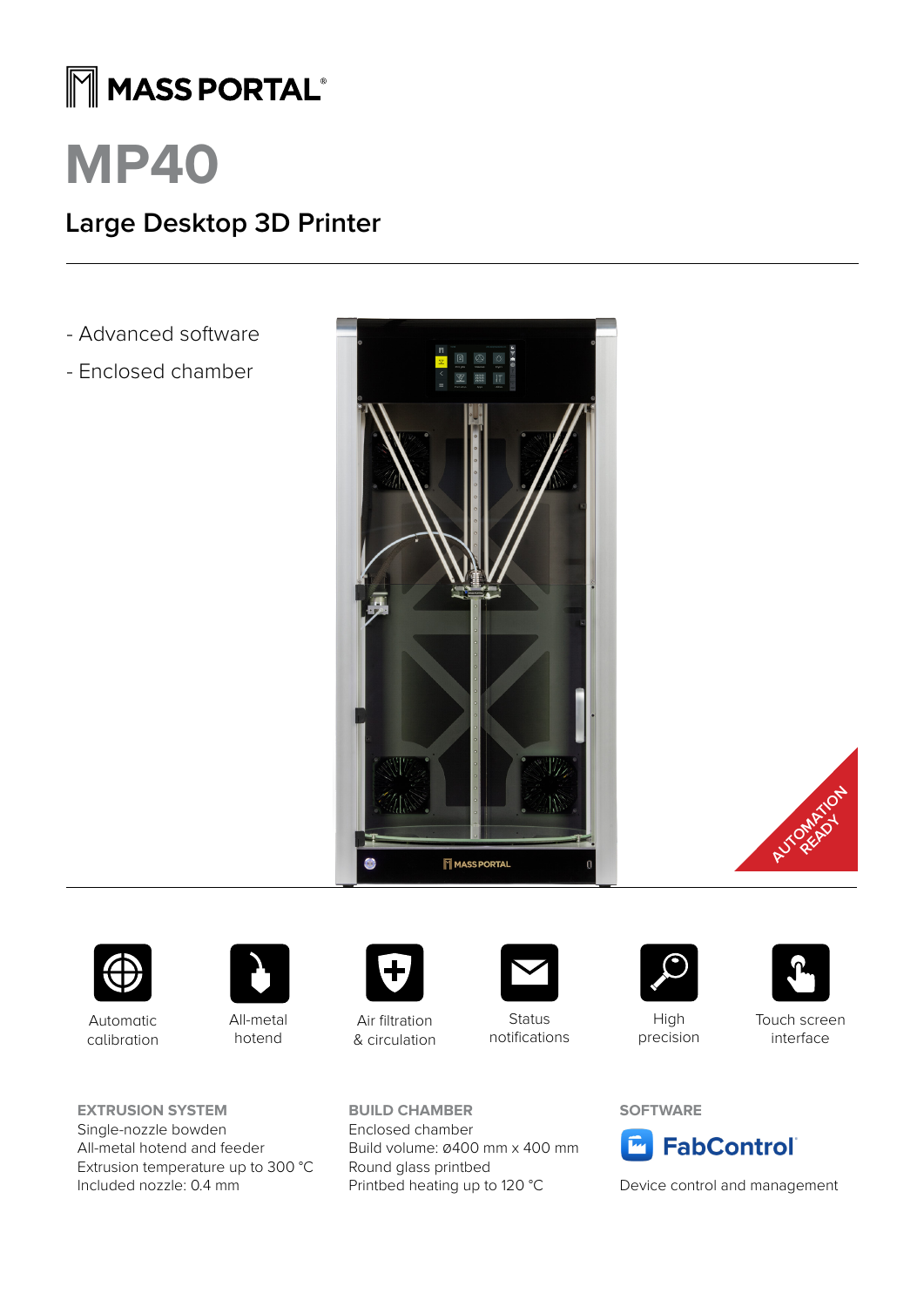MASS PORTAL®

# MP40

## Large Desktop 3D Printer

- Advanced software
- Enclosed chamber

AUTOMATION READY

Automatic calibration

All-metal hotend

Air filtration & circulation

Status notifications

High precision

Touch screen interface

### EXTRUSION SYSTEM

Single-nozzle bowden
All-metal hotend and feeder
Extrusion temperature up to 300 °C
Included nozzle: 0.4 mm

### BUILD CHAMBER

Enclosed chamber
Build volume: ø400 mm x 400 mm
Round glass printbed
Printbed heating up to 120 °C

### SOFTWARE

FabControl®

Device control and management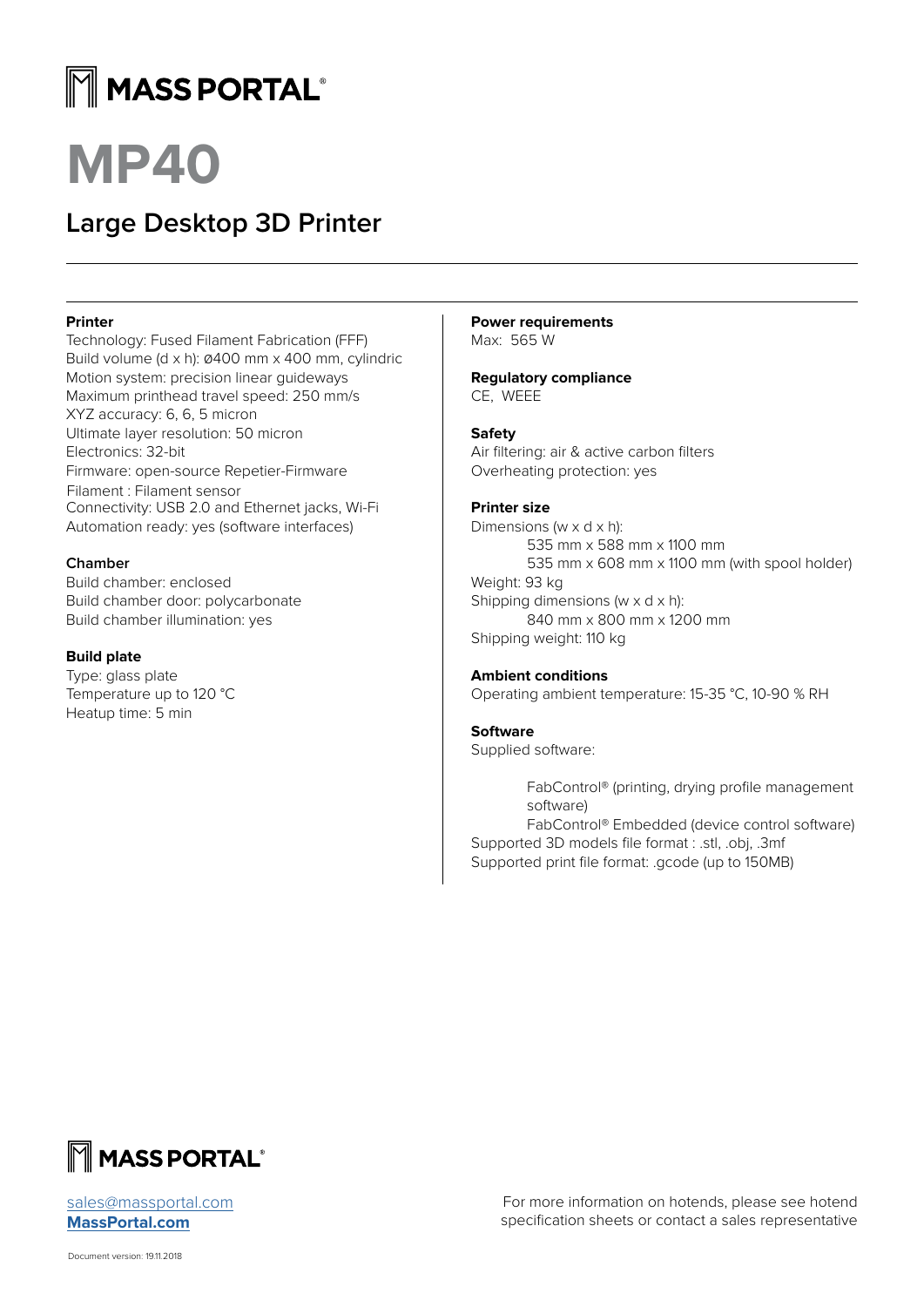MASS PORTAL®

# MP40

## Large Desktop 3D Printer

### Printer

Technology: Fused Filament Fabrication (FFF)
Build volume (d x h): ø400 mm x 400 mm, cylindric
Motion system: precision linear guideways
Maximum printhead travel speed: 250 mm/s
XYZ accuracy: 6, 6, 5 micron
Ultimate layer resolution: 50 micron
Electronics: 32-bit
Firmware: open-source Repetier-Firmware
Filament : Filament sensor
Connectivity: USB 2.0 and Ethernet jacks, Wi-Fi
Automation ready: yes (software interfaces)

### Chamber

Build chamber: enclosed
Build chamber door: polycarbonate
Build chamber illumination: yes

### Build plate

Type: glass plate
Temperature up to 120 °C
Heatup time: 5 min

### Power requirements

Max: 565 W

### Regulatory compliance

CE, WEEE

### Safety

Air filtering: air & active carbon filters
Overheating protection: yes

### Printer size

Dimensions (w x d x h):
535 mm x 588 mm x 1100 mm
535 mm x 608 mm x 1100 mm (with spool holder)
Weight: 93 kg
Shipping dimensions (w x d x h):
840 mm x 800 mm x 1200 mm
Shipping weight: 110 kg

### Ambient conditions

Operating ambient temperature: 15-35 °C, 10-90 % RH

### Software

Supplied software:

FabControl® (printing, drying profile management software)
FabControl® Embedded (device control software)
Supported 3D models file format : .stl, .obj, .3mf
Supported print file format: .gcode (up to 150MB)

MASS PORTAL®

sales@massportal.com
**MassPortal.com**

For more information on hotends, please see hotend specification sheets or contact a sales representative

Document version: 19.11.2018